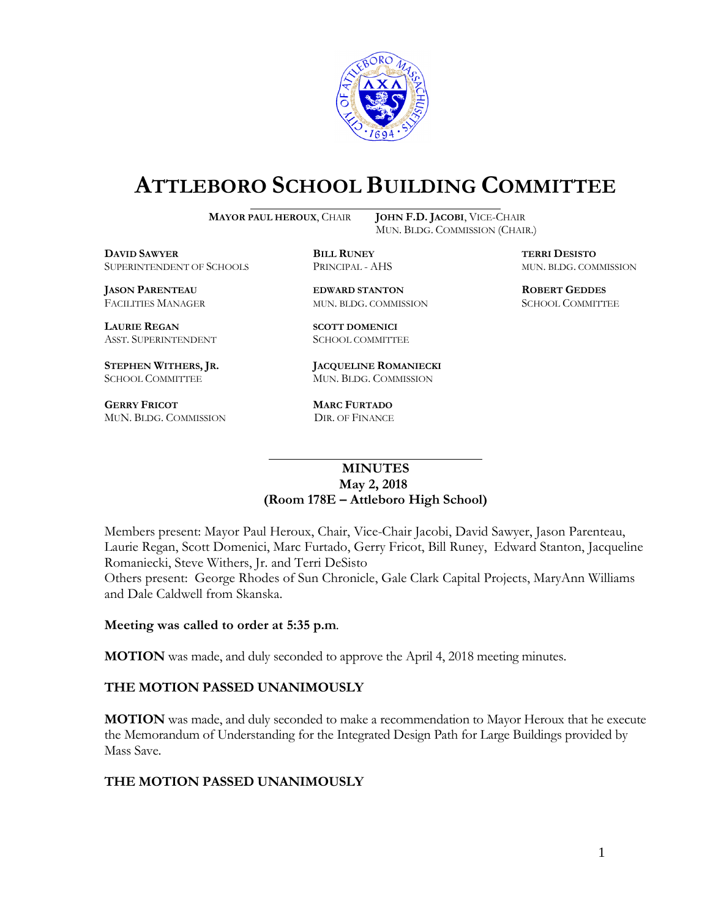# ATTLEBORO SCHOOL BUILDING COMMITTEE

**MAYOR PAUL HEROUX**, CHAIR
**JOHN F.D. JACOBI**, VICE-CHAIR, MUN. BLDG. COMMISSION (CHAIR.)

**DAVID SAWYER**
SUPERINTENDENT OF SCHOOLS

**BILL RUNEY**
PRINCIPAL - AHS

**TERRI DESISTO**
MUN. BLDG. COMMISSION

**JASON PARENTEAU**
FACILITIES MANAGER

**EDWARD STANTON**
MUN. BLDG. COMMISSION

**ROBERT GEDDES**
SCHOOL COMMITTEE

**LAURIE REGAN**
ASST. SUPERINTENDENT

**SCOTT DOMENICI**
SCHOOL COMMITTEE

**STEPHEN WITHERS, JR.**
SCHOOL COMMITTEE

**JACQUELINE ROMANIECKI**
MUN. BLDG. COMMISSION

**GERRY FRICOT**
MUN. BLDG. COMMISSION

**MARC FURTADO**
DIR. OF FINANCE

## MINUTES
**May 2, 2018**
**(Room 178E – Attleboro High School)**

Members present: Mayor Paul Heroux, Chair, Vice-Chair Jacobi, David Sawyer, Jason Parenteau, Laurie Regan, Scott Domenici, Marc Furtado, Gerry Fricot, Bill Runey, Edward Stanton, Jacqueline Romaniecki, Steve Withers, Jr. and Terri DeSisto
Others present: George Rhodes of Sun Chronicle, Gale Clark Capital Projects, MaryAnn Williams and Dale Caldwell from Skanska.

**Meeting was called to order at 5:35 p.m**.

**MOTION** was made, and duly seconded to approve the April 4, 2018 meeting minutes.

**THE MOTION PASSED UNANIMOUSLY**

**MOTION** was made, and duly seconded to make a recommendation to Mayor Heroux that he execute the Memorandum of Understanding for the Integrated Design Path for Large Buildings provided by Mass Save.

**THE MOTION PASSED UNANIMOUSLY**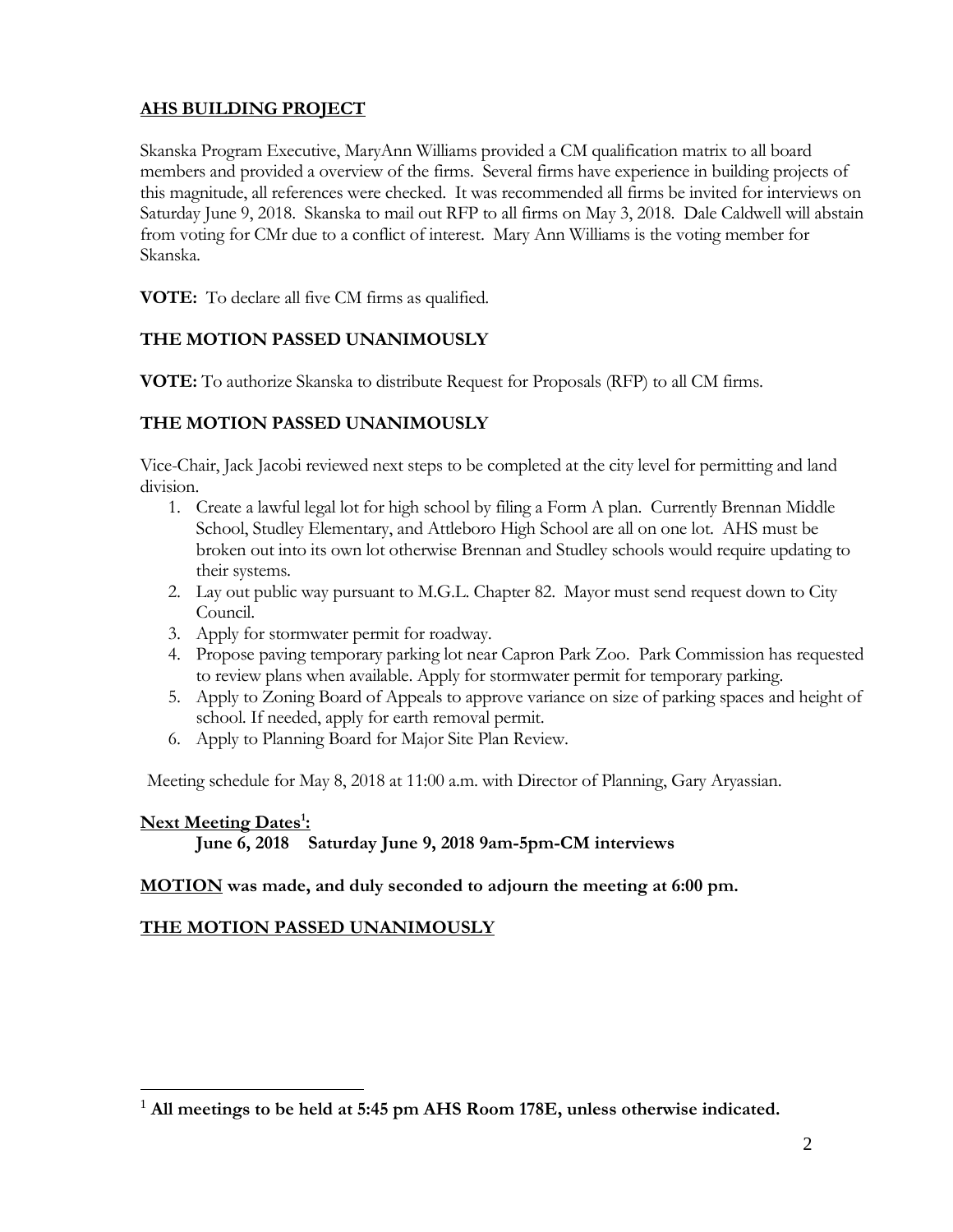## AHS BUILDING PROJECT

Skanska Program Executive, MaryAnn Williams provided a CM qualification matrix to all board members and provided a overview of the firms. Several firms have experience in building projects of this magnitude, all references were checked. It was recommended all firms be invited for interviews on Saturday June 9, 2018. Skanska to mail out RFP to all firms on May 3, 2018. Dale Caldwell will abstain from voting for CMr due to a conflict of interest. Mary Ann Williams is the voting member for Skanska.

**VOTE:** To declare all five CM firms as qualified.

**THE MOTION PASSED UNANIMOUSLY**

**VOTE:** To authorize Skanska to distribute Request for Proposals (RFP) to all CM firms.

**THE MOTION PASSED UNANIMOUSLY**

Vice-Chair, Jack Jacobi reviewed next steps to be completed at the city level for permitting and land division.

1. Create a lawful legal lot for high school by filing a Form A plan. Currently Brennan Middle School, Studley Elementary, and Attleboro High School are all on one lot. AHS must be broken out into its own lot otherwise Brennan and Studley schools would require updating to their systems.
2. Lay out public way pursuant to M.G.L. Chapter 82. Mayor must send request down to City Council.
3. Apply for stormwater permit for roadway.
4. Propose paving temporary parking lot near Capron Park Zoo. Park Commission has requested to review plans when available. Apply for stormwater permit for temporary parking.
5. Apply to Zoning Board of Appeals to approve variance on size of parking spaces and height of school. If needed, apply for earth removal permit.
6. Apply to Planning Board for Major Site Plan Review.

Meeting schedule for May 8, 2018 at 11:00 a.m. with Director of Planning, Gary Aryassian.

**Next Meeting Dates[1]:**

**June 6, 2018 Saturday June 9, 2018 9am-5pm-CM interviews**

**MOTION was made, and duly seconded to adjourn the meeting at 6:00 pm.**

**THE MOTION PASSED UNANIMOUSLY**

[1] **All meetings to be held at 5:45 pm AHS Room 178E, unless otherwise indicated.**